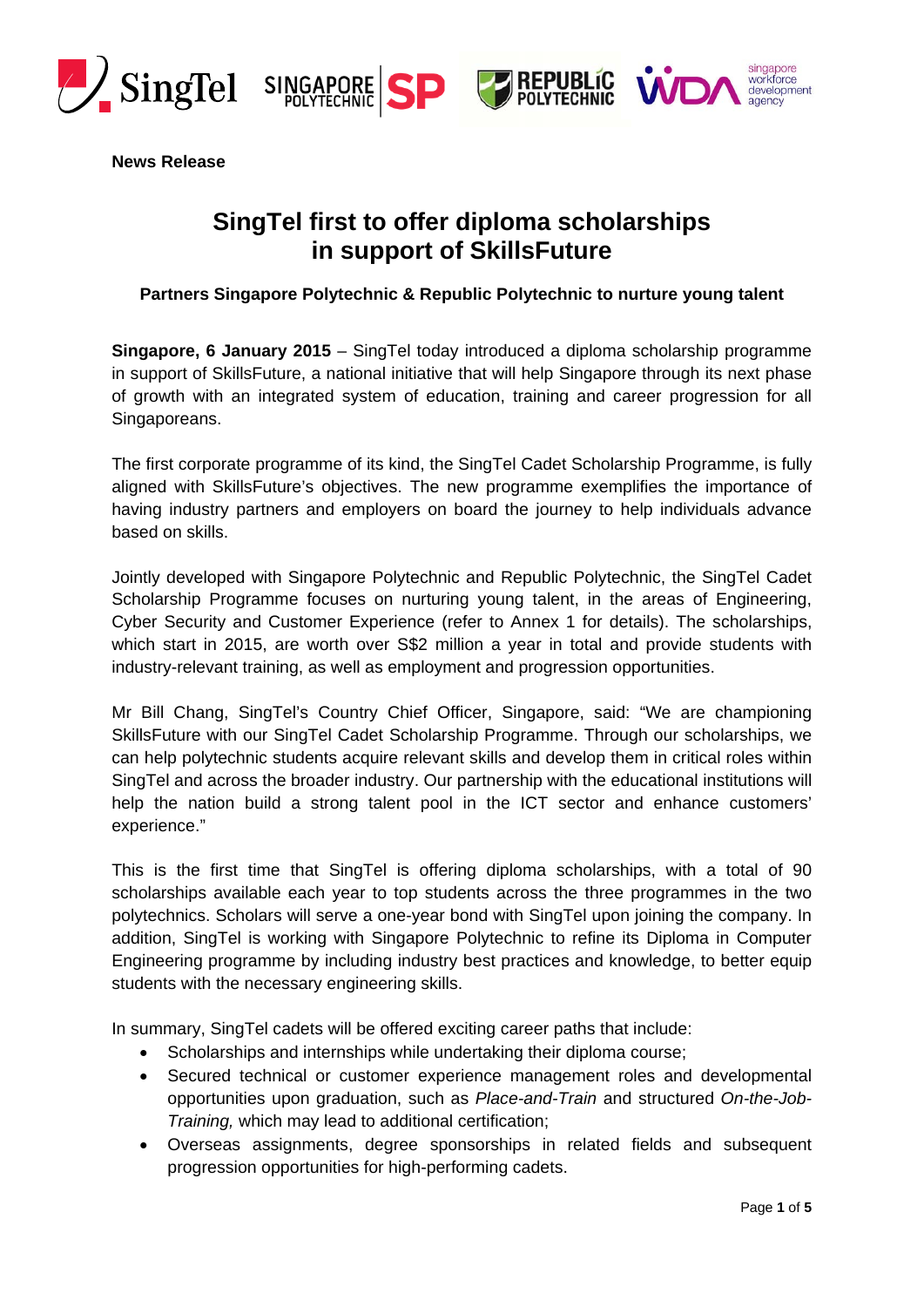**News Release**

# SingTel first to offer diploma scholarships in support of SkillsFuture

**Partners Singapore Polytechnic & Republic Polytechnic to nurture young talent**

**Singapore, 6 January 2015** – SingTel today introduced a diploma scholarship programme in support of SkillsFuture, a national initiative that will help Singapore through its next phase of growth with an integrated system of education, training and career progression for all Singaporeans.

The first corporate programme of its kind, the SingTel Cadet Scholarship Programme, is fully aligned with SkillsFuture's objectives. The new programme exemplifies the importance of having industry partners and employers on board the journey to help individuals advance based on skills.

Jointly developed with Singapore Polytechnic and Republic Polytechnic, the SingTel Cadet Scholarship Programme focuses on nurturing young talent, in the areas of Engineering, Cyber Security and Customer Experience (refer to Annex 1 for details). The scholarships, which start in 2015, are worth over S$2 million a year in total and provide students with industry-relevant training, as well as employment and progression opportunities.

Mr Bill Chang, SingTel's Country Chief Officer, Singapore, said: "We are championing SkillsFuture with our SingTel Cadet Scholarship Programme. Through our scholarships, we can help polytechnic students acquire relevant skills and develop them in critical roles within SingTel and across the broader industry. Our partnership with the educational institutions will help the nation build a strong talent pool in the ICT sector and enhance customers' experience."

This is the first time that SingTel is offering diploma scholarships, with a total of 90 scholarships available each year to top students across the three programmes in the two polytechnics. Scholars will serve a one-year bond with SingTel upon joining the company. In addition, SingTel is working with Singapore Polytechnic to refine its Diploma in Computer Engineering programme by including industry best practices and knowledge, to better equip students with the necessary engineering skills.

In summary, SingTel cadets will be offered exciting career paths that include:

- Scholarships and internships while undertaking their diploma course;
- Secured technical or customer experience management roles and developmental opportunities upon graduation, such as *Place-and-Train* and structured *On-the-Job-Training,* which may lead to additional certification;
- Overseas assignments, degree sponsorships in related fields and subsequent progression opportunities for high-performing cadets.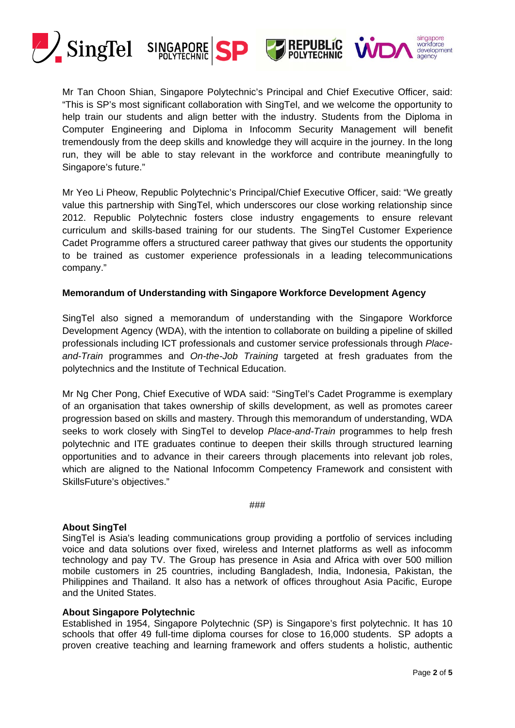Mr Tan Choon Shian, Singapore Polytechnic's Principal and Chief Executive Officer, said: "This is SP's most significant collaboration with SingTel, and we welcome the opportunity to help train our students and align better with the industry. Students from the Diploma in Computer Engineering and Diploma in Infocomm Security Management will benefit tremendously from the deep skills and knowledge they will acquire in the journey. In the long run, they will be able to stay relevant in the workforce and contribute meaningfully to Singapore's future."

Mr Yeo Li Pheow, Republic Polytechnic's Principal/Chief Executive Officer, said: "We greatly value this partnership with SingTel, which underscores our close working relationship since 2012. Republic Polytechnic fosters close industry engagements to ensure relevant curriculum and skills-based training for our students. The SingTel Customer Experience Cadet Programme offers a structured career pathway that gives our students the opportunity to be trained as customer experience professionals in a leading telecommunications company."

**Memorandum of Understanding with Singapore Workforce Development Agency**

SingTel also signed a memorandum of understanding with the Singapore Workforce Development Agency (WDA), with the intention to collaborate on building a pipeline of skilled professionals including ICT professionals and customer service professionals through *Place-and-Train* programmes and *On-the-Job Training* targeted at fresh graduates from the polytechnics and the Institute of Technical Education.

Mr Ng Cher Pong, Chief Executive of WDA said: "SingTel's Cadet Programme is exemplary of an organisation that takes ownership of skills development, as well as promotes career progression based on skills and mastery. Through this memorandum of understanding, WDA seeks to work closely with SingTel to develop *Place-and-Train* programmes to help fresh polytechnic and ITE graduates continue to deepen their skills through structured learning opportunities and to advance in their careers through placements into relevant job roles, which are aligned to the National Infocomm Competency Framework and consistent with SkillsFuture's objectives."

###

**About SingTel**

SingTel is Asia's leading communications group providing a portfolio of services including voice and data solutions over fixed, wireless and Internet platforms as well as infocomm technology and pay TV. The Group has presence in Asia and Africa with over 500 million mobile customers in 25 countries, including Bangladesh, India, Indonesia, Pakistan, the Philippines and Thailand. It also has a network of offices throughout Asia Pacific, Europe and the United States.

**About Singapore Polytechnic**

Established in 1954, Singapore Polytechnic (SP) is Singapore's first polytechnic. It has 10 schools that offer 49 full-time diploma courses for close to 16,000 students. SP adopts a proven creative teaching and learning framework and offers students a holistic, authentic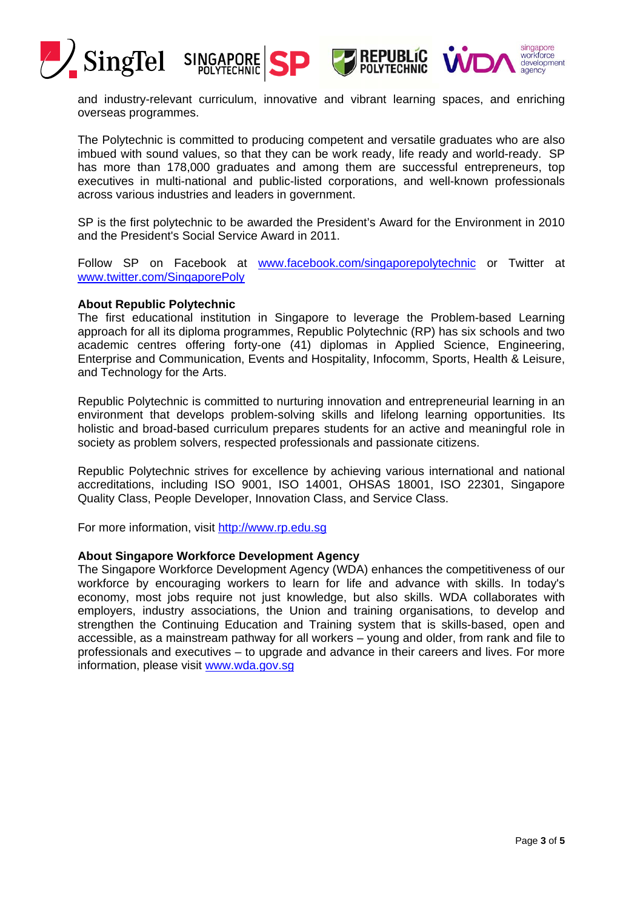and industry-relevant curriculum, innovative and vibrant learning spaces, and enriching overseas programmes.

The Polytechnic is committed to producing competent and versatile graduates who are also imbued with sound values, so that they can be work ready, life ready and world-ready. SP has more than 178,000 graduates and among them are successful entrepreneurs, top executives in multi-national and public-listed corporations, and well-known professionals across various industries and leaders in government.

SP is the first polytechnic to be awarded the President's Award for the Environment in 2010 and the President's Social Service Award in 2011.

Follow SP on Facebook at www.facebook.com/singaporepolytechnic or Twitter at www.twitter.com/SingaporePoly

**About Republic Polytechnic**

The first educational institution in Singapore to leverage the Problem-based Learning approach for all its diploma programmes, Republic Polytechnic (RP) has six schools and two academic centres offering forty-one (41) diplomas in Applied Science, Engineering, Enterprise and Communication, Events and Hospitality, Infocomm, Sports, Health & Leisure, and Technology for the Arts.

Republic Polytechnic is committed to nurturing innovation and entrepreneurial learning in an environment that develops problem-solving skills and lifelong learning opportunities. Its holistic and broad-based curriculum prepares students for an active and meaningful role in society as problem solvers, respected professionals and passionate citizens.

Republic Polytechnic strives for excellence by achieving various international and national accreditations, including ISO 9001, ISO 14001, OHSAS 18001, ISO 22301, Singapore Quality Class, People Developer, Innovation Class, and Service Class.

For more information, visit http://www.rp.edu.sg

**About Singapore Workforce Development Agency**

The Singapore Workforce Development Agency (WDA) enhances the competitiveness of our workforce by encouraging workers to learn for life and advance with skills. In today's economy, most jobs require not just knowledge, but also skills. WDA collaborates with employers, industry associations, the Union and training organisations, to develop and strengthen the Continuing Education and Training system that is skills-based, open and accessible, as a mainstream pathway for all workers – young and older, from rank and file to professionals and executives – to upgrade and advance in their careers and lives. For more information, please visit www.wda.gov.sg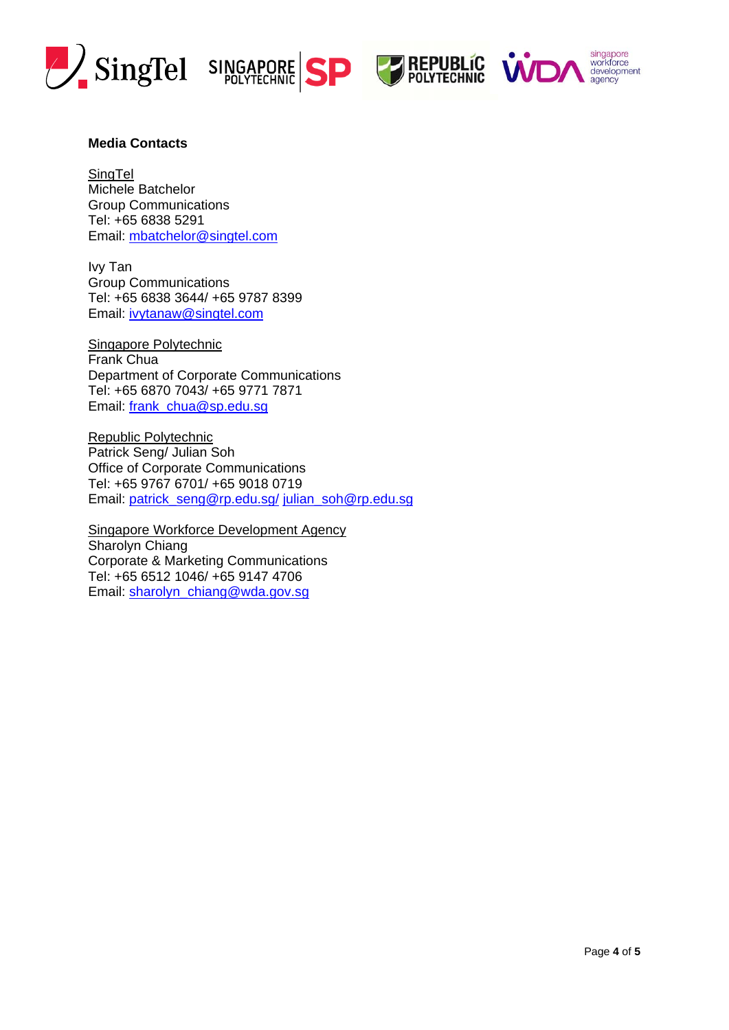**Media Contacts**

SingTel
Michele Batchelor
Group Communications
Tel: +65 6838 5291
Email: mbatchelor@singtel.com

Ivy Tan
Group Communications
Tel: +65 6838 3644/ +65 9787 8399
Email: ivytanaw@singtel.com

Singapore Polytechnic
Frank Chua
Department of Corporate Communications
Tel: +65 6870 7043/ +65 9771 7871
Email: frank_chua@sp.edu.sg

Republic Polytechnic
Patrick Seng/ Julian Soh
Office of Corporate Communications
Tel: +65 9767 6701/ +65 9018 0719
Email: patrick_seng@rp.edu.sg/ julian_soh@rp.edu.sg

Singapore Workforce Development Agency
Sharolyn Chiang
Corporate & Marketing Communications
Tel: +65 6512 1046/ +65 9147 4706
Email: sharolyn_chiang@wda.gov.sg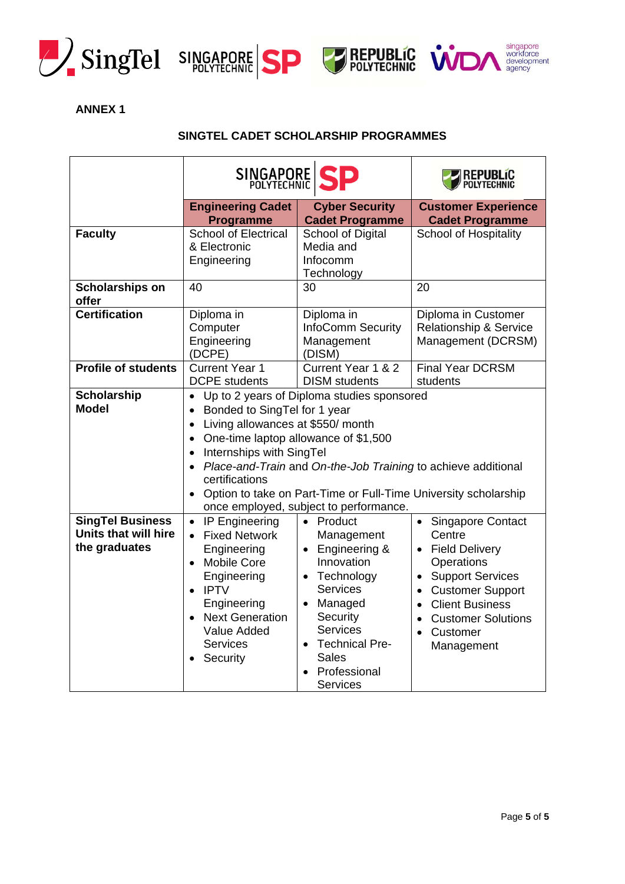**ANNEX 1**

**SINGTEL CADET SCHOLARSHIP PROGRAMMES**

| | Singapore Polytechnic | | Republic Polytechnic |
|---|---|---|---|
| | **Engineering Cadet Programme** | **Cyber Security Cadet Programme** | **Customer Experience Cadet Programme** |
| **Faculty** | School of Electrical & Electronic Engineering | School of Digital Media and Infocomm Technology | School of Hospitality |
| **Scholarships on offer** | 40 | 30 | 20 |
| **Certification** | Diploma in Computer Engineering (DCPE) | Diploma in InfoComm Security Management (DISM) | Diploma in Customer Relationship & Service Management (DCRSM) |
| **Profile of students** | Current Year 1 DCPE students | Current Year 1 & 2 DISM students | Final Year DCRSM students |
| **Scholarship Model** | • Up to 2 years of Diploma studies sponsored<br>• Bonded to SingTel for 1 year<br>• Living allowances at $550/ month<br>• One-time laptop allowance of $1,500<br>• Internships with SingTel<br>• *Place-and-Train* and *On-the-Job Training* to achieve additional certifications<br>• Option to take on Part-Time or Full-Time University scholarship once employed, subject to performance. | | |
| **SingTel Business Units that will hire the graduates** | • IP Engineering<br>• Fixed Network Engineering<br>• Mobile Core Engineering<br>• IPTV Engineering<br>• Next Generation Value Added Services<br>• Security | • Product Management<br>• Engineering & Innovation<br>• Technology Services<br>• Managed Security Services<br>• Technical Pre-Sales<br>• Professional Services | • Singapore Contact Centre<br>• Field Delivery Operations<br>• Support Services<br>• Customer Support<br>• Client Business<br>• Customer Solutions<br>• Customer Management |